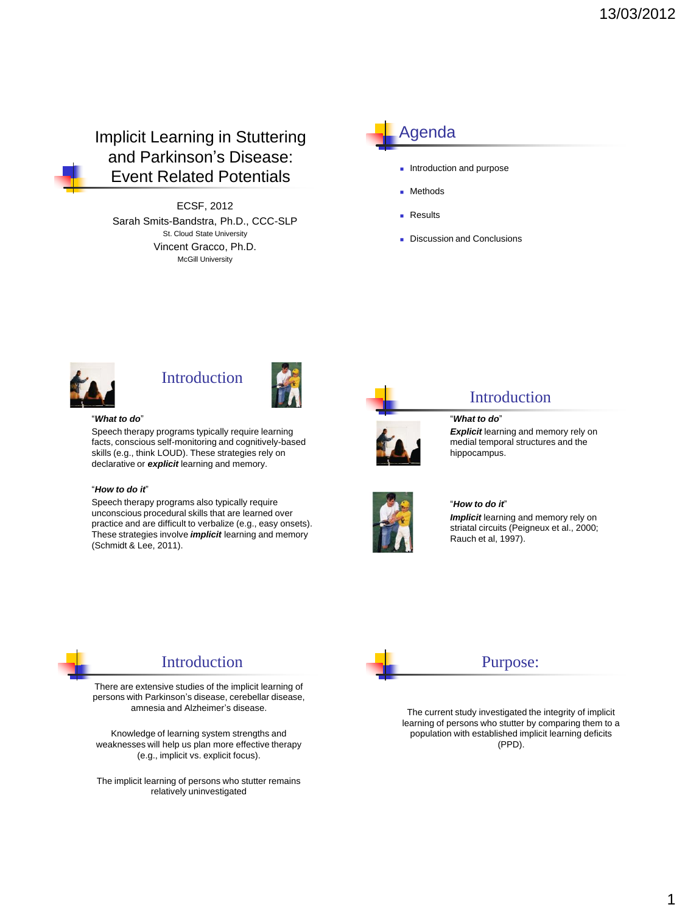# Implicit Learning in Stuttering and Parkinson's Disease: Event Related Potentials

ECSF, 2012

Sarah Smits-Bandstra, Ph.D., CCC-SLP

St. Cloud State University

Vincent Gracco, Ph.D.

McGill University

## Agenda

- Introduction and purpose
- Methods
- Results
- Discussion and Conclusions

## Introduction

"***What to do***"

Speech therapy programs typically require learning facts, conscious self-monitoring and cognitively-based skills (e.g., think LOUD). These strategies rely on declarative or ***explicit*** learning and memory.

"***How to do it***"

Speech therapy programs also typically require unconscious procedural skills that are learned over practice and are difficult to verbalize (e.g., easy onsets). These strategies involve ***implicit*** learning and memory (Schmidt & Lee, 2011).

## Introduction

"***What to do***"

***Explicit*** learning and memory rely on medial temporal structures and the hippocampus.

"***How to do it***"

***Implicit*** learning and memory rely on striatal circuits (Peigneux et al., 2000; Rauch et al, 1997).

## Introduction

There are extensive studies of the implicit learning of persons with Parkinson's disease, cerebellar disease, amnesia and Alzheimer's disease.

Knowledge of learning system strengths and weaknesses will help us plan more effective therapy (e.g., implicit vs. explicit focus).

The implicit learning of persons who stutter remains relatively uninvestigated

## Purpose:

The current study investigated the integrity of implicit learning of persons who stutter by comparing them to a population with established implicit learning deficits (PPD).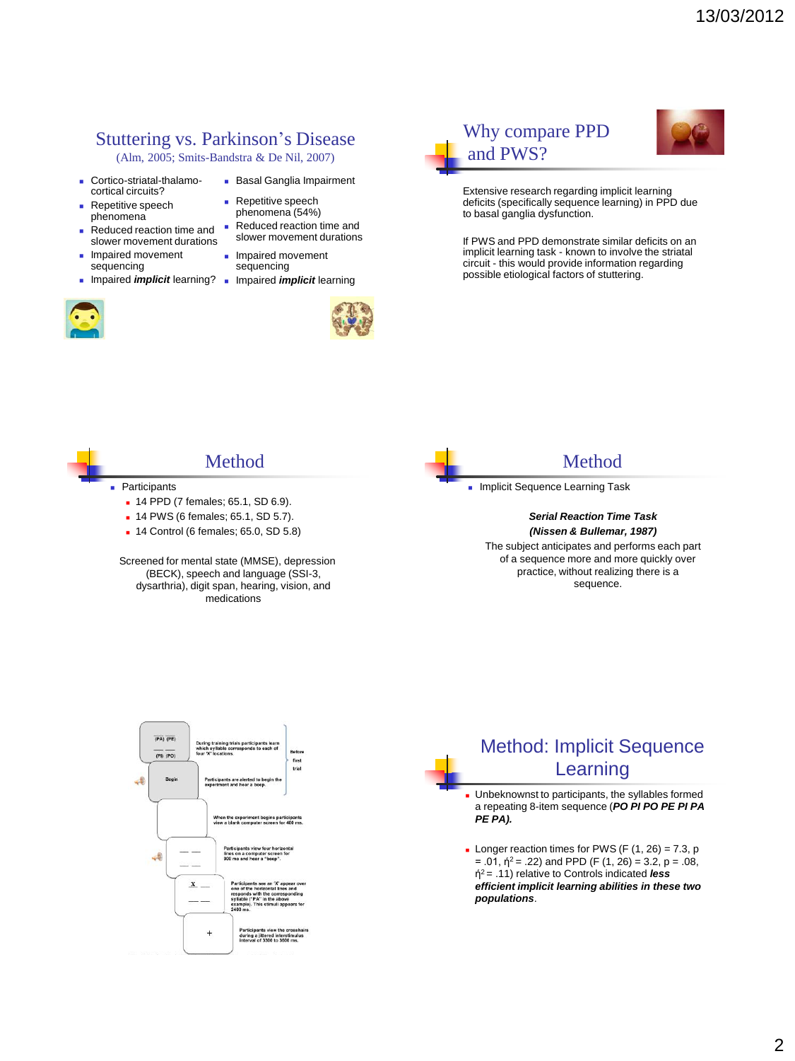## Stuttering vs. Parkinson's Disease

(Alm, 2005; Smits-Bandstra & De Nil, 2007)

- Cortico-striatal-thalamo-cortical circuits?
- Repetitive speech phenomena
- Reduced reaction time and slower movement durations
- Impaired movement sequencing
- Impaired ***implicit*** learning?

- Basal Ganglia Impairment
- Repetitive speech phenomena (54%)
- Reduced reaction time and slower movement durations
- Impaired movement sequencing
- Impaired ***implicit*** learning

## Why compare PPD and PWS?

Extensive research regarding implicit learning deficits (specifically sequence learning) in PPD due to basal ganglia dysfunction.

If PWS and PPD demonstrate similar deficits on an implicit learning task - known to involve the striatal circuit - this would provide information regarding possible etiological factors of stuttering.

## Method

- Participants
  - 14 PPD (7 females; 65.1, SD 6.9).
  - 14 PWS (6 females; 65.1, SD 5.7).
  - 14 Control (6 females; 65.0, SD 5.8)

Screened for mental state (MMSE), depression (BECK), speech and language (SSI-3, dysarthria), digit span, hearing, vision, and medications

## Method

- Implicit Sequence Learning Task

***Serial Reaction Time Task***
***(Nissen & Bullemar, 1987)***

The subject anticipates and performs each part of a sequence more and more quickly over practice, without realizing there is a sequence.

(PA) (PE) / (PI) (PO) — During training trials participants learn which syllable corresponds to each of four 'X' locations. | Before first trial

Begin — Participants are alerted to begin the experiment and hear a beep.

When the experiment begins participants view a blank computer screen for 400 ms.

Participants view four horizontal lines on a computer screen for 800 ms and hear a "beep".

Participants see an 'X' appear over one of the horizontal lines and responds with the corresponding syllable ("PA" in the above example). This stimuli appears for 2400 ms.

Participants view the crosshairs during a jittered interstimulus interval of 3300 to 3600 ms.

## Method: Implicit Sequence Learning

- Unbeknownst to participants, the syllables formed a repeating 8-item sequence (***PO PI PO PE PI PA PE PA).***
- Longer reaction times for PWS ($F(1, 26) = 7.3$, $p = .01$, $\eta^2 = .22$) and PPD ($F(1, 26) = 3.2$, $p = .08$, $\eta^2 = .11$) relative to Controls indicated ***less efficient implicit learning abilities in these two populations***.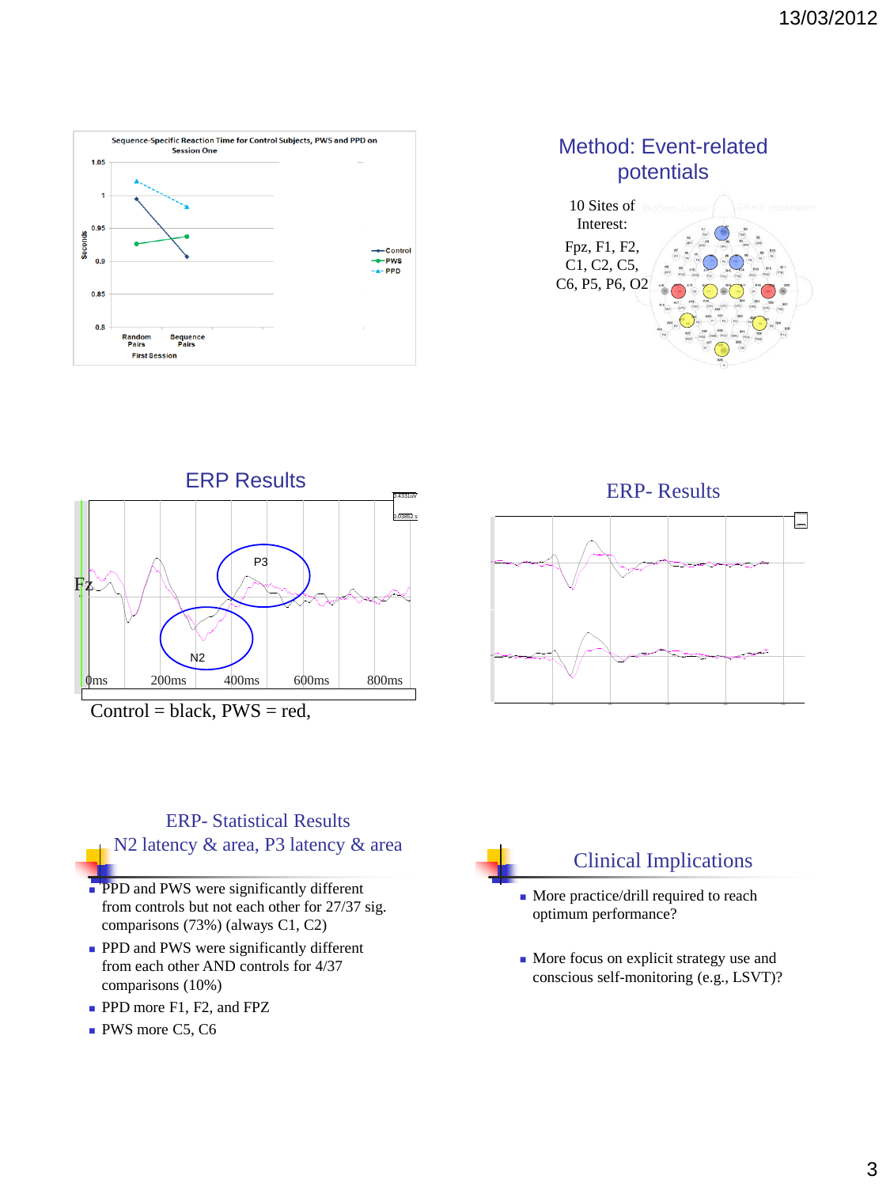Sequence-Specific Reaction Time for Control Subjects, PWS and PPD on Session One

Seconds

1.05
1
0.95
0.9
0.85
0.8

Random Pairs
Sequence Pairs
First Session

Control
PWS
PPD

## Method: Event-related potentials

10 Sites of Interest:

Fpz, F1, F2, C1, C2, C5, C6, P5, P6, O2

## ERP Results

Fz

P3

N2

0ms
200ms
400ms
600ms
800ms

Control = black, PWS = red,

## ERP- Results

## ERP- Statistical Results N2 latency & area, P3 latency & area

- PPD and PWS were significantly different from controls but not each other for 27/37 sig. comparisons (73%) (always C1, C2)
- PPD and PWS were significantly different from each other AND controls for 4/37 comparisons (10%)
- PPD more F1, F2, and FPZ
- PWS more C5, C6

## Clinical Implications

- More practice/drill required to reach optimum performance?
- More focus on explicit strategy use and conscious self-monitoring (e.g., LSVT)?